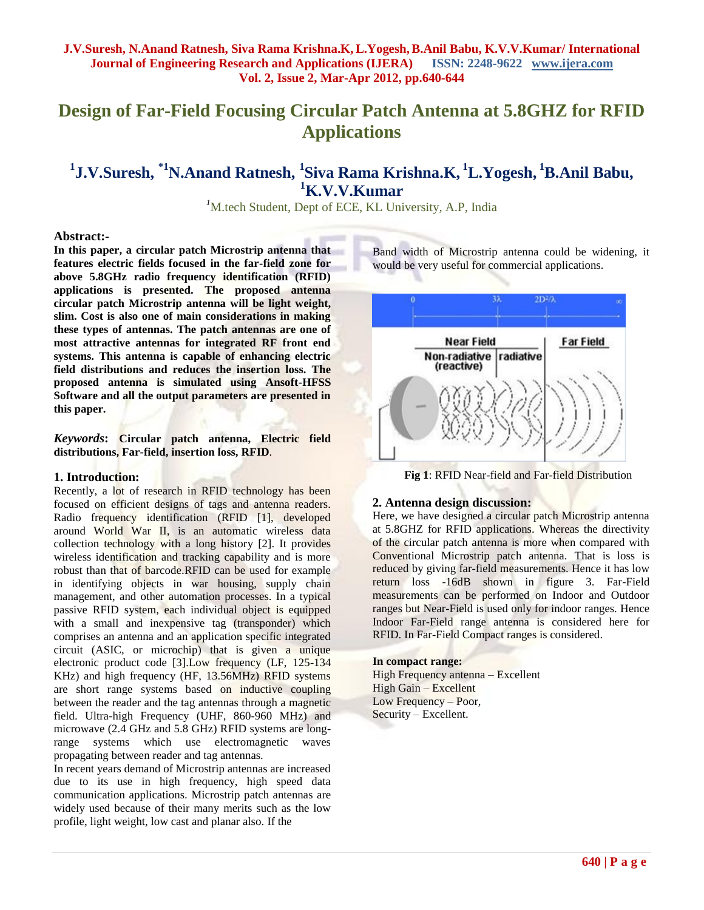# Design of Far-Field Focusing Circular Patch Antenna at 5.8GHZ for RFID Applications

**[1]J.V.Suresh, [*1]N.Anand Ratnesh, [1]Siva Rama Krishna.K, [1]L.Yogesh, [1]B.Anil Babu, [1]K.V.V.Kumar**

[1]M.tech Student, Dept of ECE, KL University, A.P, India

**Abstract:-**

**In this paper, a circular patch Microstrip antenna that features electric fields focused in the far-field zone for above 5.8GHz radio frequency identification (RFID) applications is presented. The proposed antenna circular patch Microstrip antenna will be light weight, slim. Cost is also one of main considerations in making these types of antennas. The patch antennas are one of most attractive antennas for integrated RF front end systems. This antenna is capable of enhancing electric field distributions and reduces the insertion loss. The proposed antenna is simulated using Ansoft-HFSS Software and all the output parameters are presented in this paper.**

***Keywords*: Circular patch antenna, Electric field distributions, Far-field, insertion loss, RFID**.

## 1. Introduction:

Recently, a lot of research in RFID technology has been focused on efficient designs of tags and antenna readers. Radio frequency identification (RFID [1], developed around World War II, is an automatic wireless data collection technology with a long history [2]. It provides wireless identification and tracking capability and is more robust than that of barcode.RFID can be used for example in identifying objects in war housing, supply chain management, and other automation processes. In a typical passive RFID system, each individual object is equipped with a small and inexpensive tag (transponder) which comprises an antenna and an application specific integrated circuit (ASIC, or microchip) that is given a unique electronic product code [3].Low frequency (LF, 125-134 KHz) and high frequency (HF, 13.56MHz) RFID systems are short range systems based on inductive coupling between the reader and the tag antennas through a magnetic field. Ultra-high Frequency (UHF, 860-960 MHz) and microwave (2.4 GHz and 5.8 GHz) RFID systems are long-range systems which use electromagnetic waves propagating between reader and tag antennas.

In recent years demand of Microstrip antennas are increased due to its use in high frequency, high speed data communication applications. Microstrip patch antennas are widely used because of their many merits such as the low profile, light weight, low cast and planar also. If the Band width of Microstrip antenna could be widening, it would be very useful for commercial applications.

**Fig 1**: RFID Near-field and Far-field Distribution

## 2. Antenna design discussion:

Here, we have designed a circular patch Microstrip antenna at 5.8GHZ for RFID applications. Whereas the directivity of the circular patch antenna is more when compared with Conventional Microstrip patch antenna. That is loss is reduced by giving far-field measurements. Hence it has low return loss -16dB shown in figure 3. Far-Field measurements can be performed on Indoor and Outdoor ranges but Near-Field is used only for indoor ranges. Hence Indoor Far-Field range antenna is considered here for RFID. In Far-Field Compact ranges is considered.

**In compact range:**

High Frequency antenna – Excellent
High Gain – Excellent
Low Frequency – Poor,
Security – Excellent.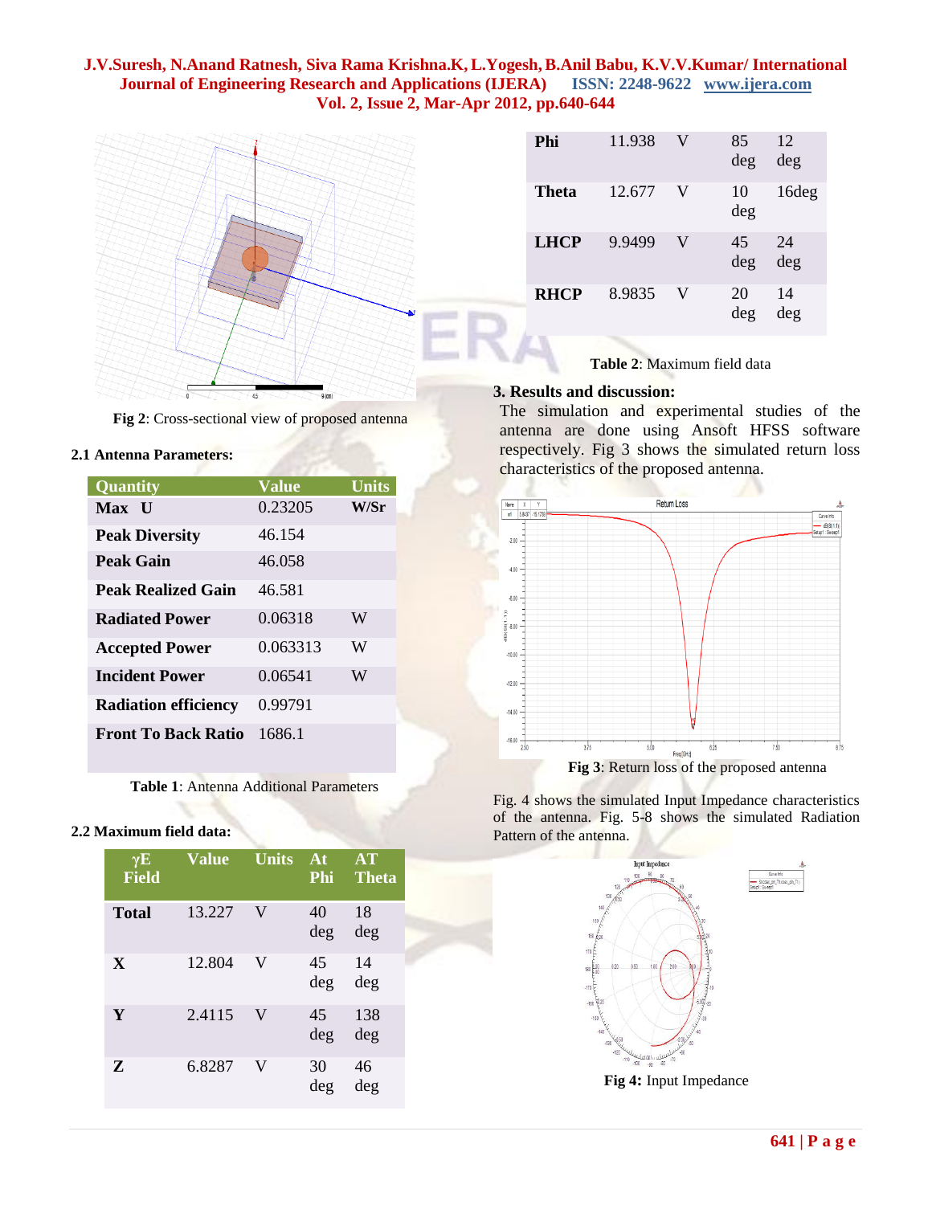Fig 2: Cross-sectional view of proposed antenna

### 2.1 Antenna Parameters:

| Quantity | Value | Units |
|---|---|---|
| Max U | 0.23205 | W/Sr |
| Peak Diversity | 46.154 | |
| Peak Gain | 46.058 | |
| Peak Realized Gain | 46.581 | |
| Radiated Power | 0.06318 | W |
| Accepted Power | 0.063313 | W |
| Incident Power | 0.06541 | W |
| Radiation efficiency | 0.99791 | |
| Front To Back Ratio | 1686.1 | |

**Table 1**: Antenna Additional Parameters

### 2.2 Maximum field data:

| γE Field | Value | Units | At Phi | AT Theta |
|---|---|---|---|---|
| Total | 13.227 | V | 40 deg | 18 deg |
| X | 12.804 | V | 45 deg | 14 deg |
| Y | 2.4115 | V | 45 deg | 138 deg |
| Z | 6.8287 | V | 30 deg | 46 deg |
| Phi | 11.938 | V | 85 deg | 12 deg |
| Theta | 12.677 | V | 10 deg | 16deg |
| LHCP | 9.9499 | V | 45 deg | 24 deg |
| RHCP | 8.9835 | V | 20 deg | 14 deg |

**Table 2**: Maximum field data

### 3. Results and discussion:

The simulation and experimental studies of the antenna are done using Ansoft HFSS software respectively. Fig 3 shows the simulated return loss characteristics of the proposed antenna.

**Fig 3**: Return loss of the proposed antenna

Fig. 4 shows the simulated Input Impedance characteristics of the antenna. Fig. 5-8 shows the simulated Radiation Pattern of the antenna.

**Fig 4:** Input Impedance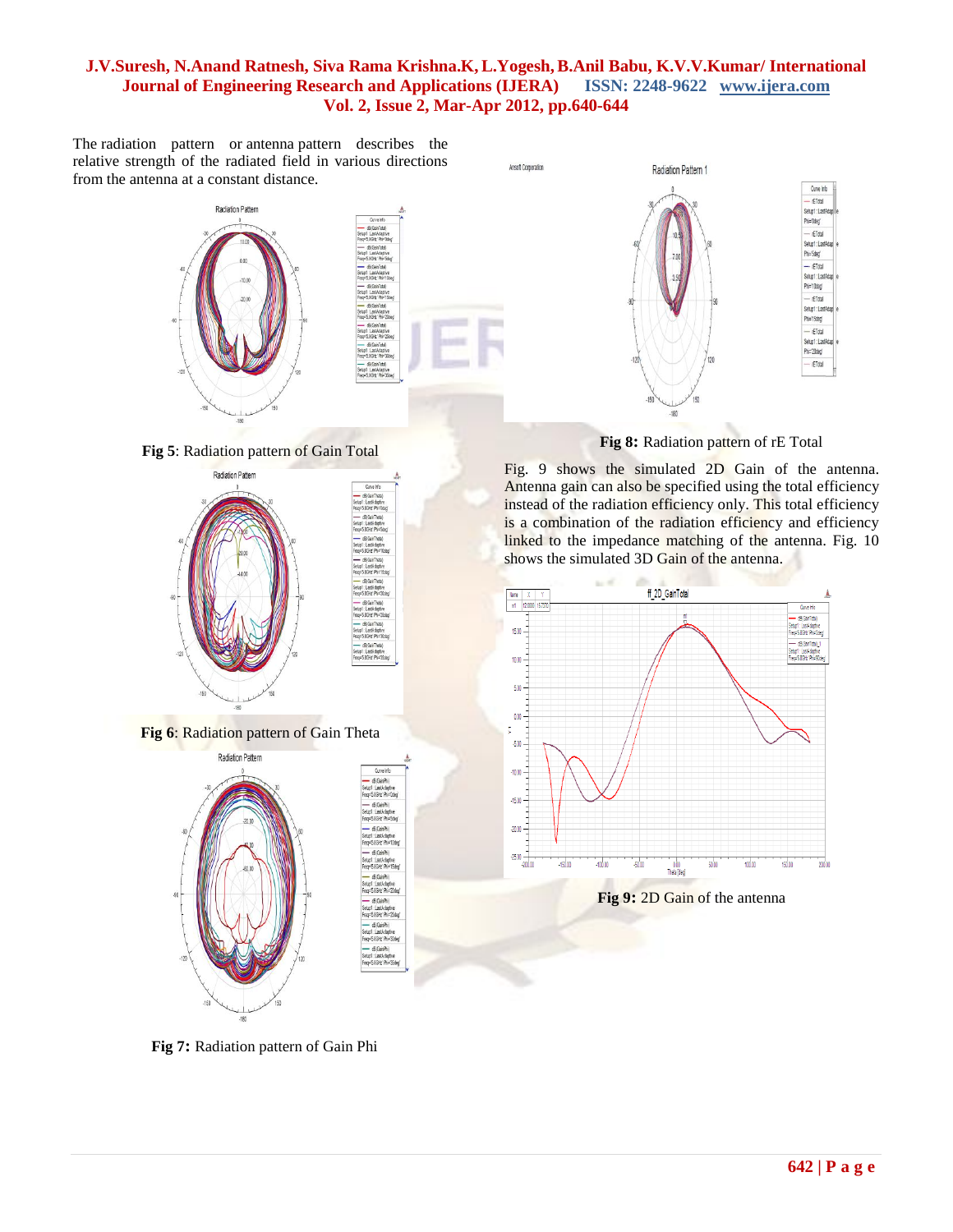The radiation pattern or antenna pattern describes the relative strength of the radiated field in various directions from the antenna at a constant distance.

**Fig 5**: Radiation pattern of Gain Total

**Fig 6**: Radiation pattern of Gain Theta

**Fig 7:** Radiation pattern of Gain Phi

**Fig 8:** Radiation pattern of rE Total

Fig. 9 shows the simulated 2D Gain of the antenna. Antenna gain can also be specified using the total efficiency instead of the radiation efficiency only. This total efficiency is a combination of the radiation efficiency and efficiency linked to the impedance matching of the antenna. Fig. 10 shows the simulated 3D Gain of the antenna.

**Fig 9:** 2D Gain of the antenna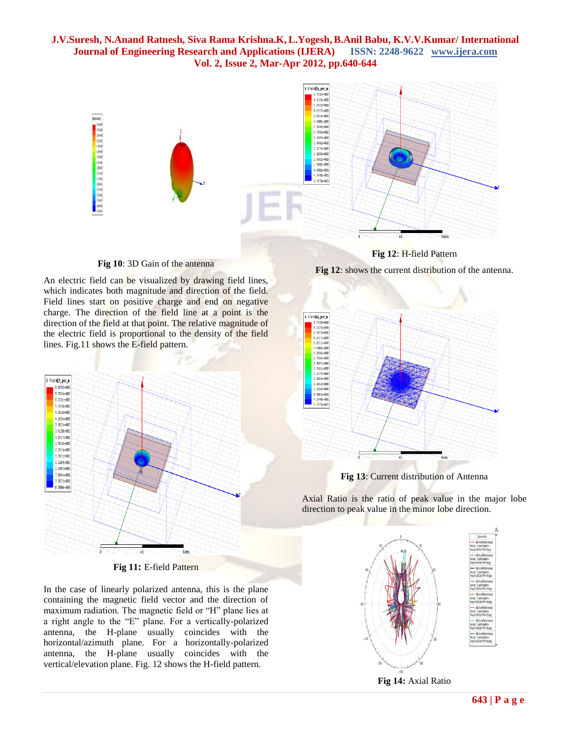Fig 10: 3D Gain of the antenna

An electric field can be visualized by drawing field lines, which indicates both magnitude and direction of the field. Field lines start on positive charge and end on negative charge. The direction of the field line at a point is the direction of the field at that point. The relative magnitude of the electric field is proportional to the density of the field lines. Fig.11 shows the E-field pattern.

**Fig 11:** E-field Pattern

In the case of linearly polarized antenna, this is the plane containing the magnetic field vector and the direction of maximum radiation. The magnetic field or "H" plane lies at a right angle to the "E" plane. For a vertically-polarized antenna, the H-plane usually coincides with the horizontal/azimuth plane. For a horizontally-polarized antenna, the H-plane usually coincides with the vertical/elevation plane. Fig. 12 shows the H-field pattern.

**Fig 12**: H-field Pattern

**Fig 12**: shows the current distribution of the antenna.

**Fig 13**: Current distribution of Antenna

Axial Ratio is the ratio of peak value in the major lobe direction to peak value in the minor lobe direction.

**Fig 14:** Axial Ratio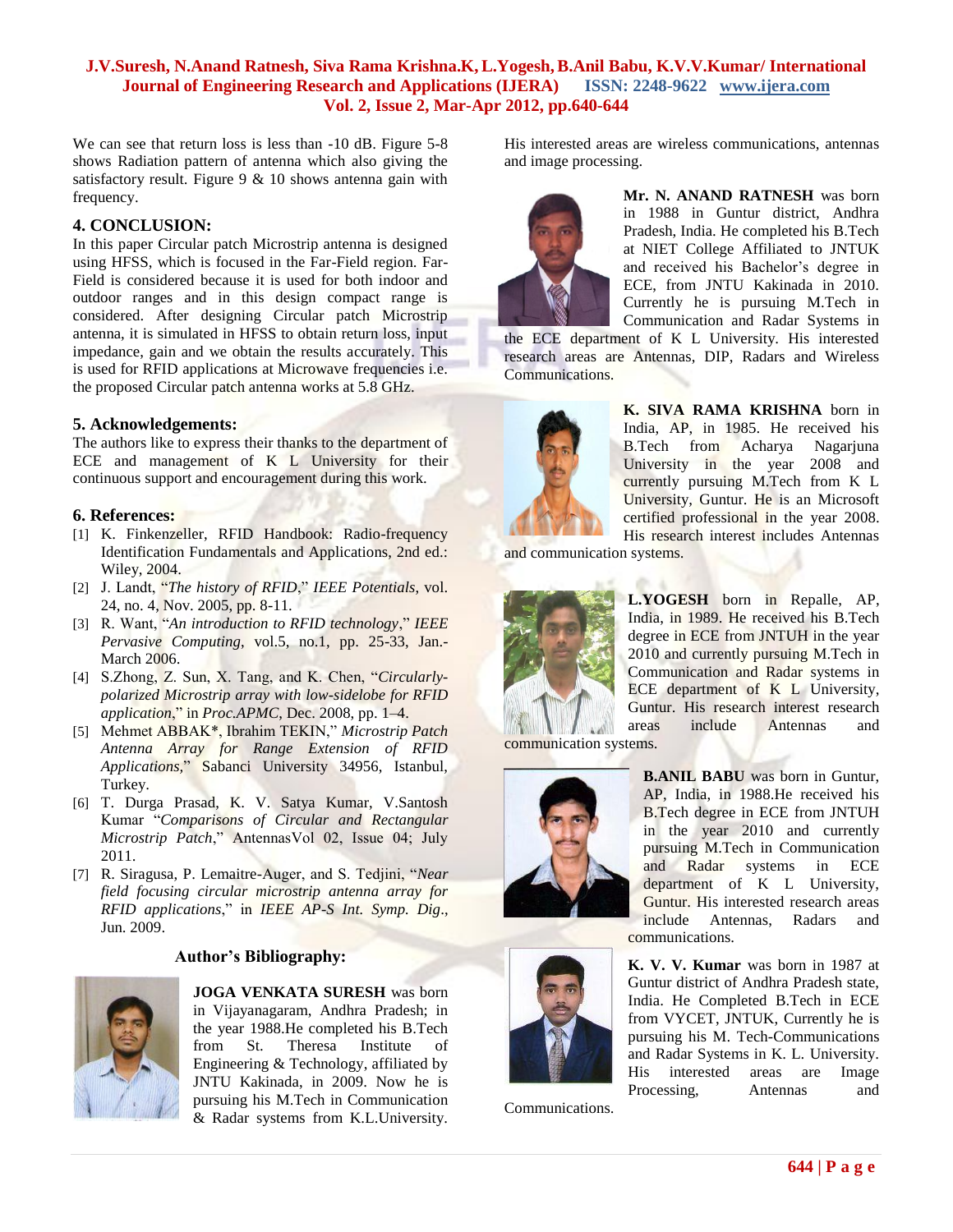We can see that return loss is less than -10 dB. Figure 5-8 shows Radiation pattern of antenna which also giving the satisfactory result. Figure 9 & 10 shows antenna gain with frequency.

## 4. CONCLUSION:

In this paper Circular patch Microstrip antenna is designed using HFSS, which is focused in the Far-Field region. Far-Field is considered because it is used for both indoor and outdoor ranges and in this design compact range is considered. After designing Circular patch Microstrip antenna, it is simulated in HFSS to obtain return loss, input impedance, gain and we obtain the results accurately. This is used for RFID applications at Microwave frequencies i.e. the proposed Circular patch antenna works at 5.8 GHz.

## 5. Acknowledgements:

The authors like to express their thanks to the department of ECE and management of K L University for their continuous support and encouragement during this work.

## 6. References:

[1] K. Finkenzeller, RFID Handbook: Radio-frequency Identification Fundamentals and Applications, 2nd ed.: Wiley, 2004.

[2] J. Landt, "*The history of RFID*," *IEEE Potentials*, vol. 24, no. 4, Nov. 2005, pp. 8-11.

[3] R. Want, "*An introduction to RFID technology*," *IEEE Pervasive Computing*, vol.5, no.1, pp. 25-33, Jan.-March 2006.

[4] S.Zhong, Z. Sun, X. Tang, and K. Chen, "*Circularly-polarized Microstrip array with low-sidelobe for RFID application*," in *Proc.APMC*, Dec. 2008, pp. 1–4.

[5] Mehmet ABBAK*, Ibrahim TEKIN," *Microstrip Patch Antenna Array for Range Extension of RFID Applications*," Sabanci University 34956, Istanbul, Turkey.

[6] T. Durga Prasad, K. V. Satya Kumar, V.Santosh Kumar "*Comparisons of Circular and Rectangular Microstrip Patch*," AntennasVol 02, Issue 04; July 2011.

[7] R. Siragusa, P. Lemaitre-Auger, and S. Tedjini, "*Near field focusing circular microstrip antenna array for RFID applications*," in *IEEE AP-S Int. Symp. Dig*., Jun. 2009.

## Author's Bibliography:

**JOGA VENKATA SURESH** was born in Vijayanagaram, Andhra Pradesh; in the year 1988.He completed his B.Tech from St. Theresa Institute of Engineering & Technology, affiliated by JNTU Kakinada, in 2009. Now he is pursuing his M.Tech in Communication & Radar systems from K.L.University. His interested areas are wireless communications, antennas and image processing.

**Mr. N. ANAND RATNESH** was born in 1988 in Guntur district, Andhra Pradesh, India. He completed his B.Tech at NIET College Affiliated to JNTUK and received his Bachelor's degree in ECE, from JNTU Kakinada in 2010. Currently he is pursuing M.Tech in Communication and Radar Systems in the ECE department of K L University. His interested research areas are Antennas, DIP, Radars and Wireless Communications.

**K. SIVA RAMA KRISHNA** born in India, AP, in 1985. He received his B.Tech from Acharya Nagarjuna University in the year 2008 and currently pursuing M.Tech from K L University, Guntur. He is an Microsoft certified professional in the year 2008. His research interest includes Antennas and communication systems.

**L.YOGESH** born in Repalle, AP, India, in 1989. He received his B.Tech degree in ECE from JNTUH in the year 2010 and currently pursuing M.Tech in Communication and Radar systems in ECE department of K L University, Guntur. His research interest research areas include Antennas and communication systems.

**B.ANIL BABU** was born in Guntur, AP, India, in 1988.He received his B.Tech degree in ECE from JNTUH in the year 2010 and currently pursuing M.Tech in Communication and Radar systems in ECE department of K L University, Guntur. His interested research areas include Antennas, Radars and communications.

**K. V. V. Kumar** was born in 1987 at Guntur district of Andhra Pradesh state, India. He Completed B.Tech in ECE from VYCET, JNTUK, Currently he is pursuing his M. Tech-Communications and Radar Systems in K. L. University. His interested areas are Image Processing, Antennas and Communications.